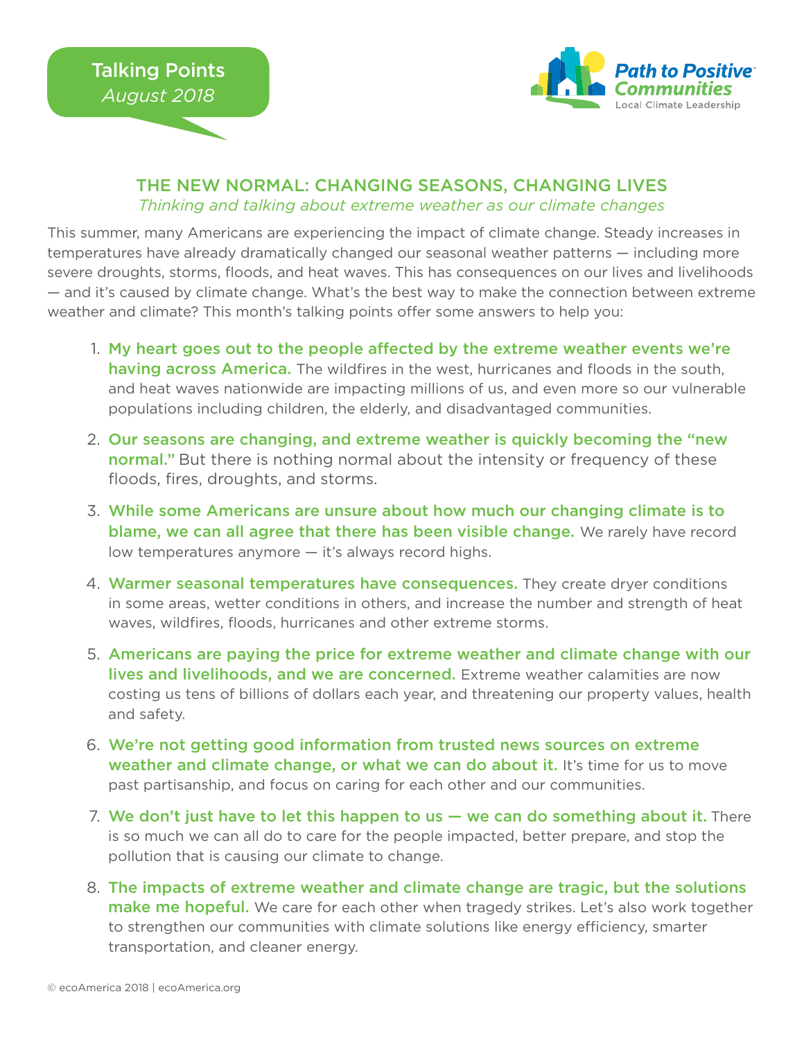Talking Points
*August 2018*

**Path to Positive Communities**
Local Climate Leadership

## THE NEW NORMAL: CHANGING SEASONS, CHANGING LIVES

*Thinking and talking about extreme weather as our climate changes*

This summer, many Americans are experiencing the impact of climate change. Steady increases in temperatures have already dramatically changed our seasonal weather patterns — including more severe droughts, storms, floods, and heat waves. This has consequences on our lives and livelihoods — and it's caused by climate change. What's the best way to make the connection between extreme weather and climate? This month's talking points offer some answers to help you:

1. **My heart goes out to the people affected by the extreme weather events we're having across America.** The wildfires in the west, hurricanes and floods in the south, and heat waves nationwide are impacting millions of us, and even more so our vulnerable populations including children, the elderly, and disadvantaged communities.
2. **Our seasons are changing, and extreme weather is quickly becoming the "new normal."** But there is nothing normal about the intensity or frequency of these floods, fires, droughts, and storms.
3. **While some Americans are unsure about how much our changing climate is to blame, we can all agree that there has been visible change.** We rarely have record low temperatures anymore — it's always record highs.
4. **Warmer seasonal temperatures have consequences.** They create dryer conditions in some areas, wetter conditions in others, and increase the number and strength of heat waves, wildfires, floods, hurricanes and other extreme storms.
5. **Americans are paying the price for extreme weather and climate change with our lives and livelihoods, and we are concerned.** Extreme weather calamities are now costing us tens of billions of dollars each year, and threatening our property values, health and safety.
6. **We're not getting good information from trusted news sources on extreme weather and climate change, or what we can do about it.** It's time for us to move past partisanship, and focus on caring for each other and our communities.
7. **We don't just have to let this happen to us — we can do something about it.** There is so much we can all do to care for the people impacted, better prepare, and stop the pollution that is causing our climate to change.
8. **The impacts of extreme weather and climate change are tragic, but the solutions make me hopeful.** We care for each other when tragedy strikes. Let's also work together to strengthen our communities with climate solutions like energy efficiency, smarter transportation, and cleaner energy.

© ecoAmerica 2018 | ecoAmerica.org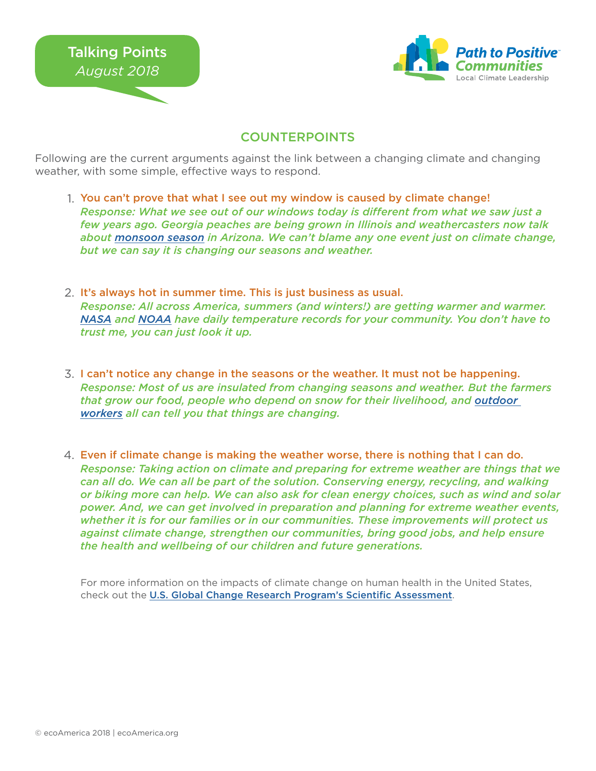Talking Points
*August 2018*

Path to Positive Communities
Local Climate Leadership

## COUNTERPOINTS

Following are the current arguments against the link between a changing climate and changing weather, with some simple, effective ways to respond.

1. **You can't prove that what I see out my window is caused by climate change!**
   *Response: What we see out of our windows today is different from what we saw just a few years ago. Georgia peaches are being grown in Illinois and weathercasters now talk about monsoon season in Arizona. We can't blame any one event just on climate change, but we can say it is changing our seasons and weather.*

2. **It's always hot in summer time. This is just business as usual.**
   *Response: All across America, summers (and winters!) are getting warmer and warmer. NASA and NOAA have daily temperature records for your community. You don't have to trust me, you can just look it up.*

3. **I can't notice any change in the seasons or the weather. It must not be happening.**
   *Response: Most of us are insulated from changing seasons and weather. But the farmers that grow our food, people who depend on snow for their livelihood, and outdoor workers all can tell you that things are changing.*

4. **Even if climate change is making the weather worse, there is nothing that I can do.**
   *Response: Taking action on climate and preparing for extreme weather are things that we can all do. We can all be part of the solution. Conserving energy, recycling, and walking or biking more can help. We can also ask for clean energy choices, such as wind and solar power. And, we can get involved in preparation and planning for extreme weather events, whether it is for our families or in our communities. These improvements will protect us against climate change, strengthen our communities, bring good jobs, and help ensure the health and wellbeing of our children and future generations.*

For more information on the impacts of climate change on human health in the United States, check out the U.S. Global Change Research Program's Scientific Assessment.

© ecoAmerica 2018 | ecoAmerica.org